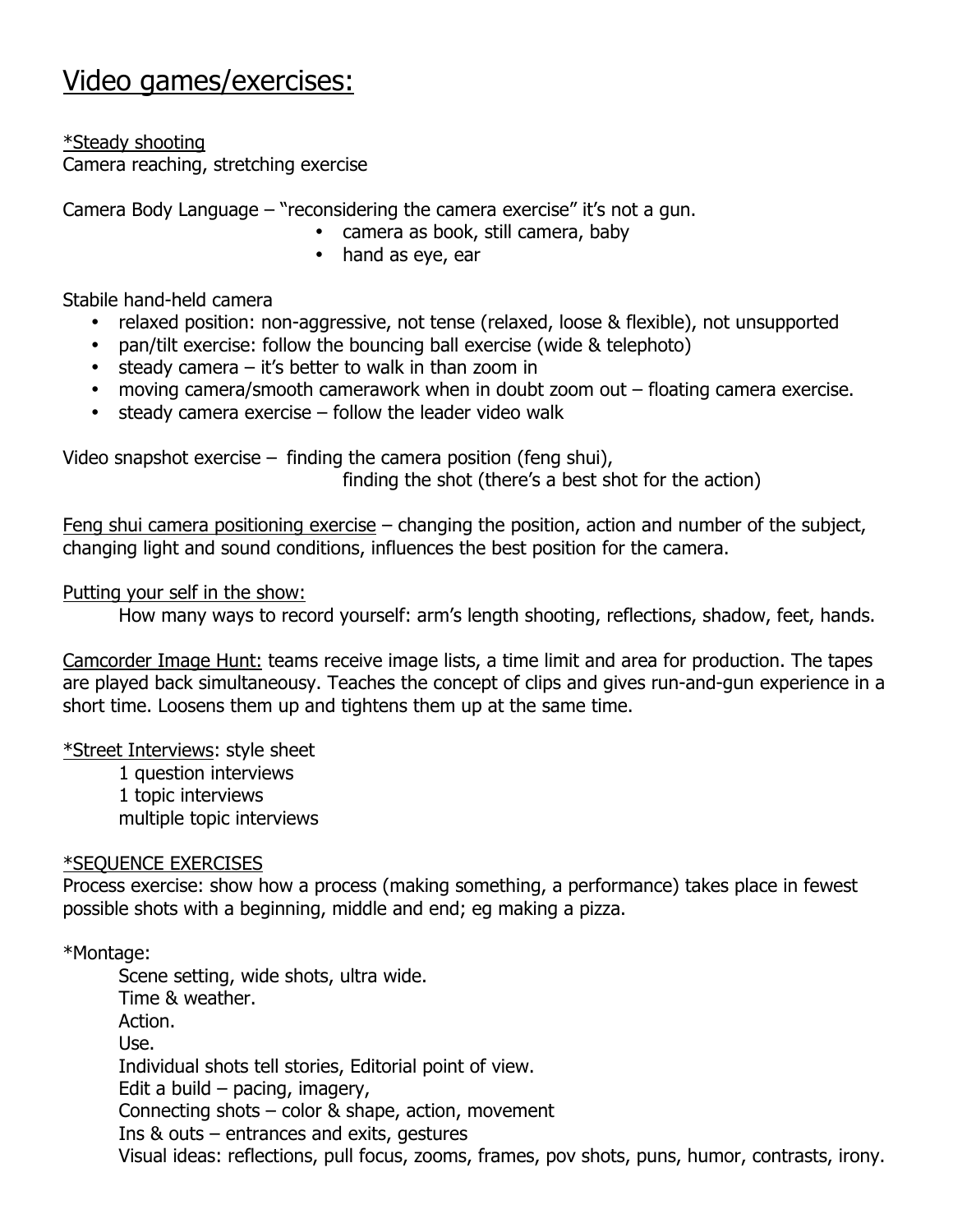# <u>Video games/exercises:</u>

<u>*Steady shooting</u>
Camera reaching, stretching exercise

Camera Body Language – "reconsidering the camera exercise" it's not a gun.

- camera as book, still camera, baby
- hand as eye, ear

Stabile hand-held camera

- relaxed position: non-aggressive, not tense (relaxed, loose & flexible), not unsupported
- pan/tilt exercise: follow the bouncing ball exercise (wide & telephoto)
- steady camera – it's better to walk in than zoom in
- moving camera/smooth camerawork when in doubt zoom out – floating camera exercise.
- steady camera exercise – follow the leader video walk

Video snapshot exercise – finding the camera position (feng shui),
finding the shot (there's a best shot for the action)

<u>Feng shui camera positioning exercise</u> – changing the position, action and number of the subject, changing light and sound conditions, influences the best position for the camera.

<u>Putting your self in the show:</u>
How many ways to record yourself: arm's length shooting, reflections, shadow, feet, hands.

<u>Camcorder Image Hunt:</u> teams receive image lists, a time limit and area for production. The tapes are played back simultaneousy. Teaches the concept of clips and gives run-and-gun experience in a short time. Loosens them up and tightens them up at the same time.

<u>*Street Interviews</u>: style sheet
1 question interviews
1 topic interviews
multiple topic interviews

<u>*SEQUENCE EXERCISES</u>
Process exercise: show how a process (making something, a performance) takes place in fewest possible shots with a beginning, middle and end; eg making a pizza.

*Montage:
Scene setting, wide shots, ultra wide.
Time & weather.
Action.
Use.
Individual shots tell stories, Editorial point of view.
Edit a build – pacing, imagery,
Connecting shots – color & shape, action, movement
Ins & outs – entrances and exits, gestures
Visual ideas: reflections, pull focus, zooms, frames, pov shots, puns, humor, contrasts, irony.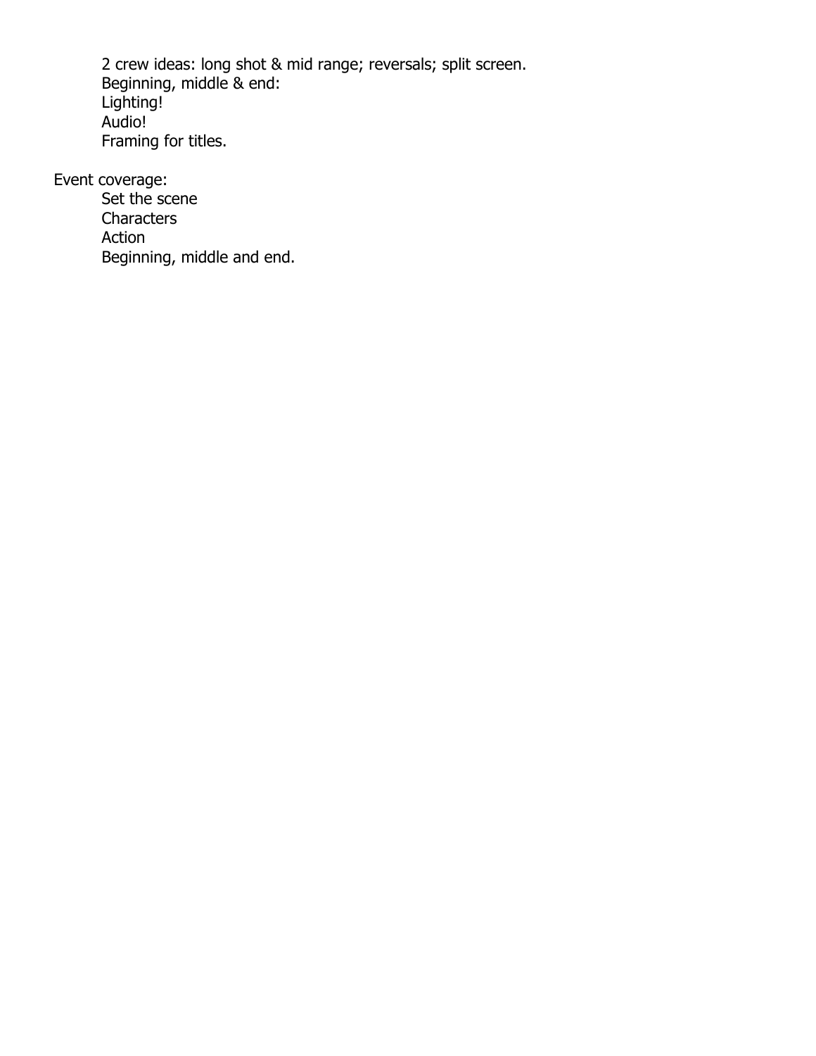2 crew ideas: long shot & mid range; reversals; split screen.
Beginning, middle & end:
Lighting!
Audio!
Framing for titles.

Event coverage:
- Set the scene
- Characters
- Action
- Beginning, middle and end.